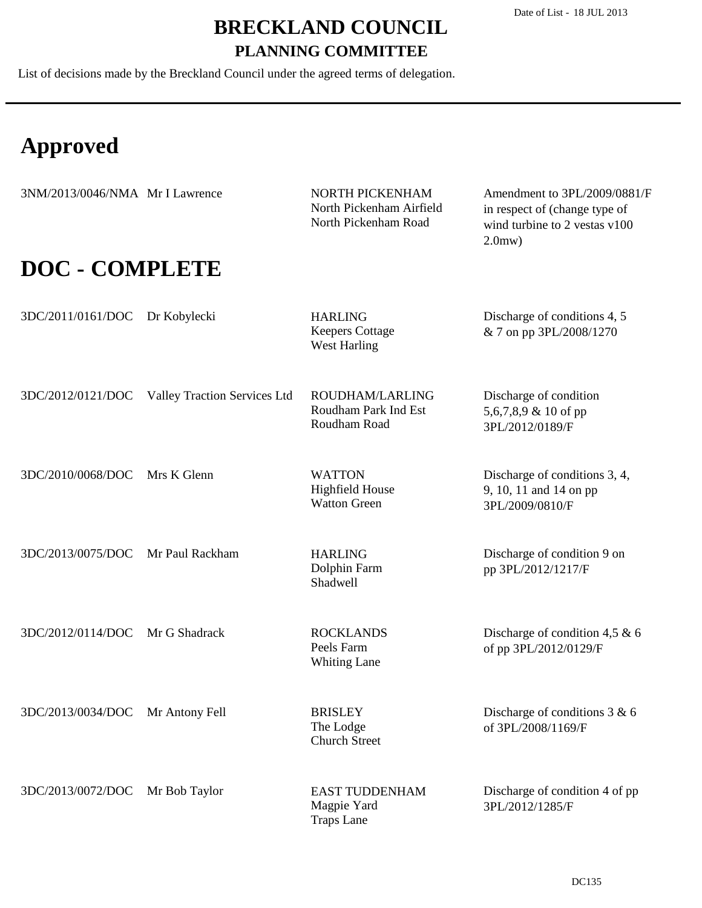Date of List - 18 JUL 2013

# BRECKLAND COUNCIL

## PLANNING COMMITTEE

List of decisions made by the Breckland Council under the agreed terms of delegation.

# Approved

| | | | |
|---|---|---|---|
| 3NM/2013/0046/NMA | Mr I Lawrence | NORTH PICKENHAM<br>North Pickenham Airfield<br>North Pickenham Road | Amendment to 3PL/2009/0881/F in respect of (change type of wind turbine to 2 vestas v100 2.0mw) |

# DOC - COMPLETE

| | | | |
|---|---|---|---|
| 3DC/2011/0161/DOC | Dr Kobylecki | HARLING<br>Keepers Cottage<br>West Harling | Discharge of conditions 4, 5 & 7 on pp 3PL/2008/1270 |
| 3DC/2012/0121/DOC | Valley Traction Services Ltd | ROUDHAM/LARLING<br>Roudham Park Ind Est<br>Roudham Road | Discharge of condition 5,6,7,8,9 & 10 of pp 3PL/2012/0189/F |
| 3DC/2010/0068/DOC | Mrs K Glenn | WATTON<br>Highfield House<br>Watton Green | Discharge of conditions 3, 4, 9, 10, 11 and 14 on pp 3PL/2009/0810/F |
| 3DC/2013/0075/DOC | Mr Paul Rackham | HARLING<br>Dolphin Farm<br>Shadwell | Discharge of condition 9 on pp 3PL/2012/1217/F |
| 3DC/2012/0114/DOC | Mr G Shadrack | ROCKLANDS<br>Peels Farm<br>Whiting Lane | Discharge of condition 4,5 & 6 of pp 3PL/2012/0129/F |
| 3DC/2013/0034/DOC | Mr Antony Fell | BRISLEY<br>The Lodge<br>Church Street | Discharge of conditions 3 & 6 of 3PL/2008/1169/F |
| 3DC/2013/0072/DOC | Mr Bob Taylor | EAST TUDDENHAM<br>Magpie Yard<br>Traps Lane | Discharge of condition 4 of pp 3PL/2012/1285/F |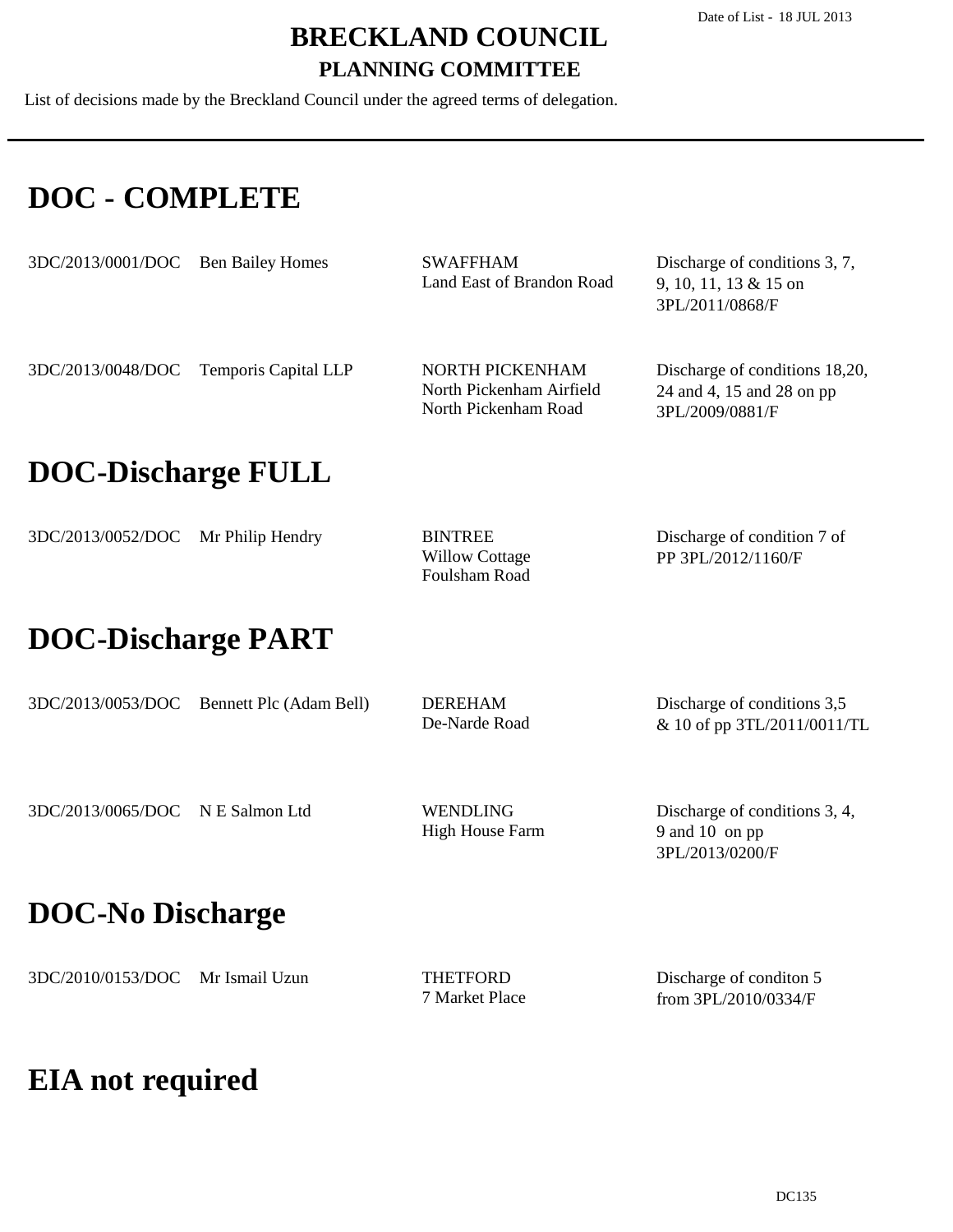Date of List - 18 JUL 2013

# BRECKLAND COUNCIL

## PLANNING COMMITTEE

List of decisions made by the Breckland Council under the agreed terms of delegation.

---

# DOC - COMPLETE

| | | | |
|---|---|---|---|
| 3DC/2013/0001/DOC | Ben Bailey Homes | SWAFFHAM<br>Land East of Brandon Road | Discharge of conditions 3, 7, 9, 10, 11, 13 & 15 on 3PL/2011/0868/F |
| 3DC/2013/0048/DOC | Temporis Capital LLP | NORTH PICKENHAM<br>North Pickenham Airfield<br>North Pickenham Road | Discharge of conditions 18,20, 24 and 4, 15 and 28 on pp 3PL/2009/0881/F |

# DOC-Discharge FULL

| | | | |
|---|---|---|---|
| 3DC/2013/0052/DOC | Mr Philip Hendry | BINTREE<br>Willow Cottage<br>Foulsham Road | Discharge of condition 7 of PP 3PL/2012/1160/F |

# DOC-Discharge PART

| | | | |
|---|---|---|---|
| 3DC/2013/0053/DOC | Bennett Plc (Adam Bell) | DEREHAM<br>De-Narde Road | Discharge of conditions 3,5 & 10 of pp 3TL/2011/0011/TL |
| 3DC/2013/0065/DOC | N E Salmon Ltd | WENDLING<br>High House Farm | Discharge of conditions 3, 4, 9 and 10 on pp 3PL/2013/0200/F |

# DOC-No Discharge

| | | | |
|---|---|---|---|
| 3DC/2010/0153/DOC | Mr Ismail Uzun | THETFORD<br>7 Market Place | Discharge of conditon 5 from 3PL/2010/0334/F |

# EIA not required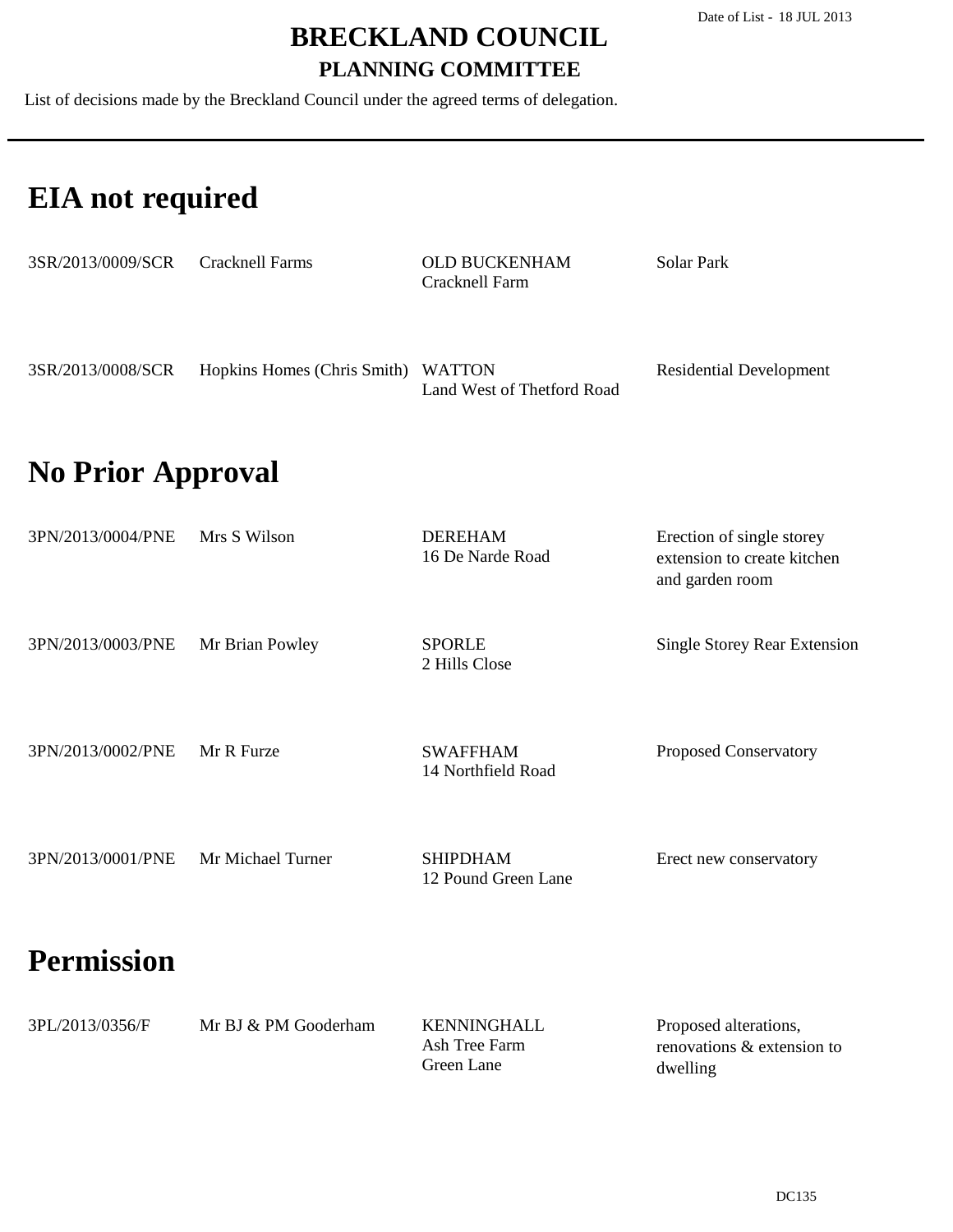# BRECKLAND COUNCIL

## PLANNING COMMITTEE

Date of List - 18 JUL 2013

List of decisions made by the Breckland Council under the agreed terms of delegation.

# EIA not required

| | | | |
|---|---|---|---|
| 3SR/2013/0009/SCR | Cracknell Farms | OLD BUCKENHAM<br>Cracknell Farm | Solar Park |
| 3SR/2013/0008/SCR | Hopkins Homes (Chris Smith) | WATTON<br>Land West of Thetford Road | Residential Development |

# No Prior Approval

| | | | |
|---|---|---|---|
| 3PN/2013/0004/PNE | Mrs S Wilson | DEREHAM<br>16 De Narde Road | Erection of single storey extension to create kitchen and garden room |
| 3PN/2013/0003/PNE | Mr Brian Powley | SPORLE<br>2 Hills Close | Single Storey Rear Extension |
| 3PN/2013/0002/PNE | Mr R Furze | SWAFFHAM<br>14 Northfield Road | Proposed Conservatory |
| 3PN/2013/0001/PNE | Mr Michael Turner | SHIPDHAM<br>12 Pound Green Lane | Erect new conservatory |

# Permission

| | | | |
|---|---|---|---|
| 3PL/2013/0356/F | Mr BJ & PM Gooderham | KENNINGHALL<br>Ash Tree Farm<br>Green Lane | Proposed alterations, renovations & extension to dwelling |

DC135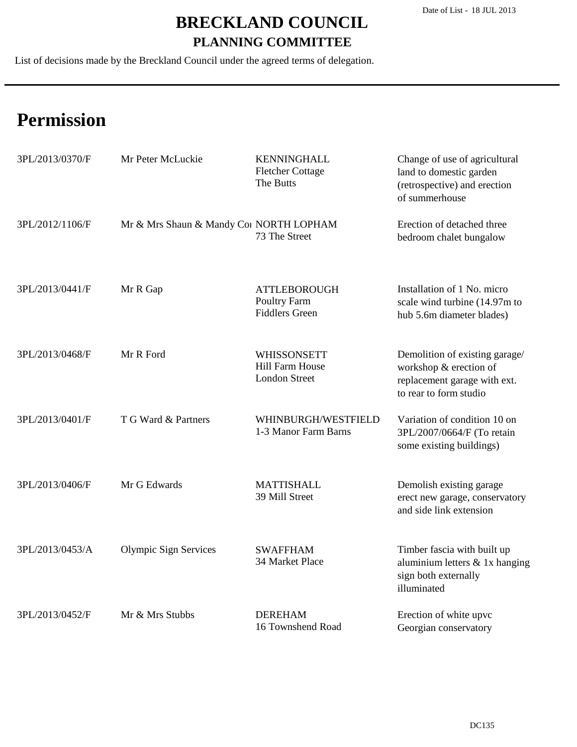Date of List - 18 JUL 2013

# BRECKLAND COUNCIL

## PLANNING COMMITTEE

List of decisions made by the Breckland Council under the agreed terms of delegation.

# Permission

| Reference | Applicant | Location | Proposal |
|---|---|---|---|
| 3PL/2013/0370/F | Mr Peter McLuckie | KENNINGHALL<br>Fletcher Cottage<br>The Butts | Change of use of agricultural land to domestic garden (retrospective) and erection of summerhouse |
| 3PL/2012/1106/F | Mr & Mrs Shaun & Mandy Co | NORTH LOPHAM<br>73 The Street | Erection of detached three bedroom chalet bungalow |
| 3PL/2013/0441/F | Mr R Gap | ATTLEBOROUGH<br>Poultry Farm<br>Fiddlers Green | Installation of 1 No. micro scale wind turbine (14.97m to hub 5.6m diameter blades) |
| 3PL/2013/0468/F | Mr R Ford | WHISSONSETT<br>Hill Farm House<br>London Street | Demolition of existing garage/ workshop & erection of replacement garage with ext. to rear to form studio |
| 3PL/2013/0401/F | T G Ward & Partners | WHINBURGH/WESTFIELD<br>1-3 Manor Farm Barns | Variation of condition 10 on 3PL/2007/0664/F (To retain some existing buildings) |
| 3PL/2013/0406/F | Mr G Edwards | MATTISHALL<br>39 Mill Street | Demolish existing garage erect new garage, conservatory and side link extension |
| 3PL/2013/0453/A | Olympic Sign Services | SWAFFHAM<br>34 Market Place | Timber fascia with built up aluminium letters & 1x hanging sign both externally illuminated |
| 3PL/2013/0452/F | Mr & Mrs Stubbs | DEREHAM<br>16 Townshend Road | Erection of white upvc Georgian conservatory |

DC135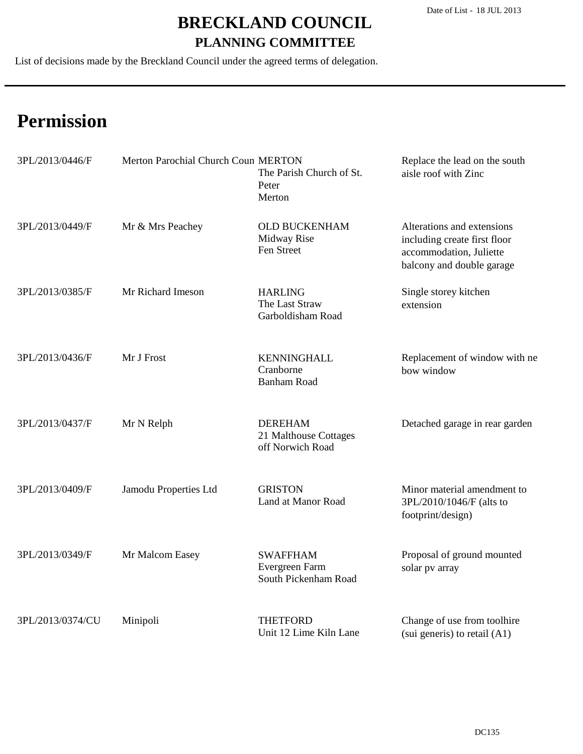# BRECKLAND COUNCIL

## PLANNING COMMITTEE

Date of List - 18 JUL 2013

List of decisions made by the Breckland Council under the agreed terms of delegation.

# Permission

| | | | |
|---|---|---|---|
| 3PL/2013/0446/F | Merton Parochial Church Coun | MERTON<br>The Parish Church of St. Peter<br>Merton | Replace the lead on the south aisle roof with Zinc |
| 3PL/2013/0449/F | Mr & Mrs Peachey | OLD BUCKENHAM<br>Midway Rise<br>Fen Street | Alterations and extensions including create first floor accommodation, Juliette balcony and double garage |
| 3PL/2013/0385/F | Mr Richard Imeson | HARLING<br>The Last Straw<br>Garboldisham Road | Single storey kitchen extension |
| 3PL/2013/0436/F | Mr J Frost | KENNINGHALL<br>Cranborne<br>Banham Road | Replacement of window with ne bow window |
| 3PL/2013/0437/F | Mr N Relph | DEREHAM<br>21 Malthouse Cottages<br>off Norwich Road | Detached garage in rear garden |
| 3PL/2013/0409/F | Jamodu Properties Ltd | GRISTON<br>Land at Manor Road | Minor material amendment to 3PL/2010/1046/F (alts to footprint/design) |
| 3PL/2013/0349/F | Mr Malcom Easey | SWAFFHAM<br>Evergreen Farm<br>South Pickenham Road | Proposal of ground mounted solar pv array |
| 3PL/2013/0374/CU | Minipoli | THETFORD<br>Unit 12 Lime Kiln Lane | Change of use from toolhire (sui generis) to retail (A1) |

DC135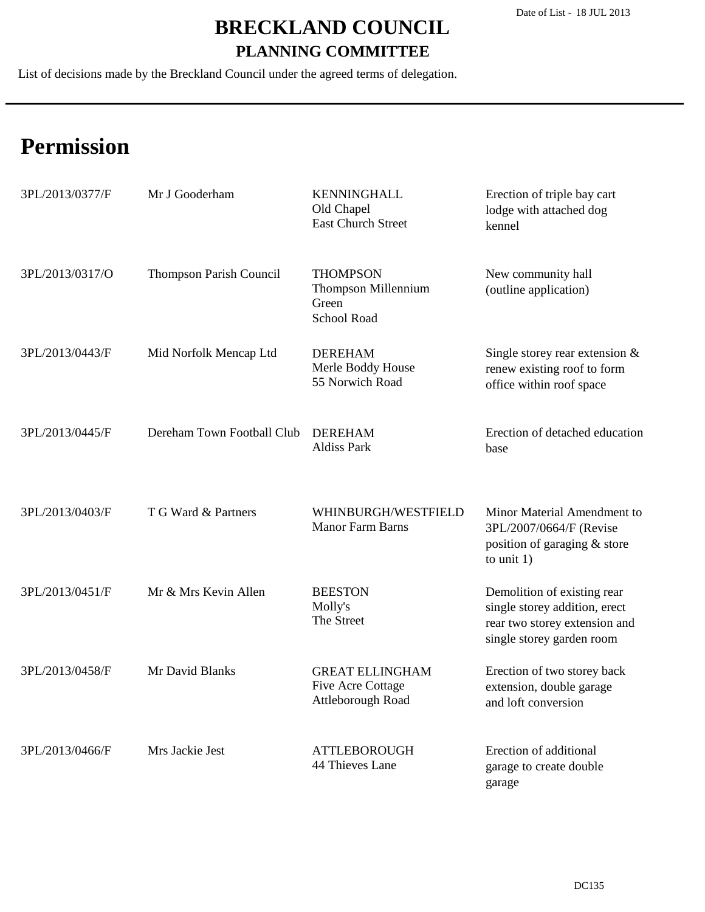Date of List - 18 JUL 2013

# BRECKLAND COUNCIL

## PLANNING COMMITTEE

List of decisions made by the Breckland Council under the agreed terms of delegation.

# Permission

| | | | |
|---|---|---|---|
| 3PL/2013/0377/F | Mr J Gooderham | KENNINGHALL<br>Old Chapel<br>East Church Street | Erection of triple bay cart lodge with attached dog kennel |
| 3PL/2013/0317/O | Thompson Parish Council | THOMPSON<br>Thompson Millennium Green<br>School Road | New community hall (outline application) |
| 3PL/2013/0443/F | Mid Norfolk Mencap Ltd | DEREHAM<br>Merle Boddy House<br>55 Norwich Road | Single storey rear extension & renew existing roof to form office within roof space |
| 3PL/2013/0445/F | Dereham Town Football Club | DEREHAM<br>Aldiss Park | Erection of detached education base |
| 3PL/2013/0403/F | T G Ward & Partners | WHINBURGH/WESTFIELD<br>Manor Farm Barns | Minor Material Amendment to 3PL/2007/0664/F (Revise position of garaging & store to unit 1) |
| 3PL/2013/0451/F | Mr & Mrs Kevin Allen | BEESTON<br>Molly's<br>The Street | Demolition of existing rear single storey addition, erect rear two storey extension and single storey garden room |
| 3PL/2013/0458/F | Mr David Blanks | GREAT ELLINGHAM<br>Five Acre Cottage<br>Attleborough Road | Erection of two storey back extension, double garage and loft conversion |
| 3PL/2013/0466/F | Mrs Jackie Jest | ATTLEBOROUGH<br>44 Thieves Lane | Erection of additional garage to create double garage |

DC135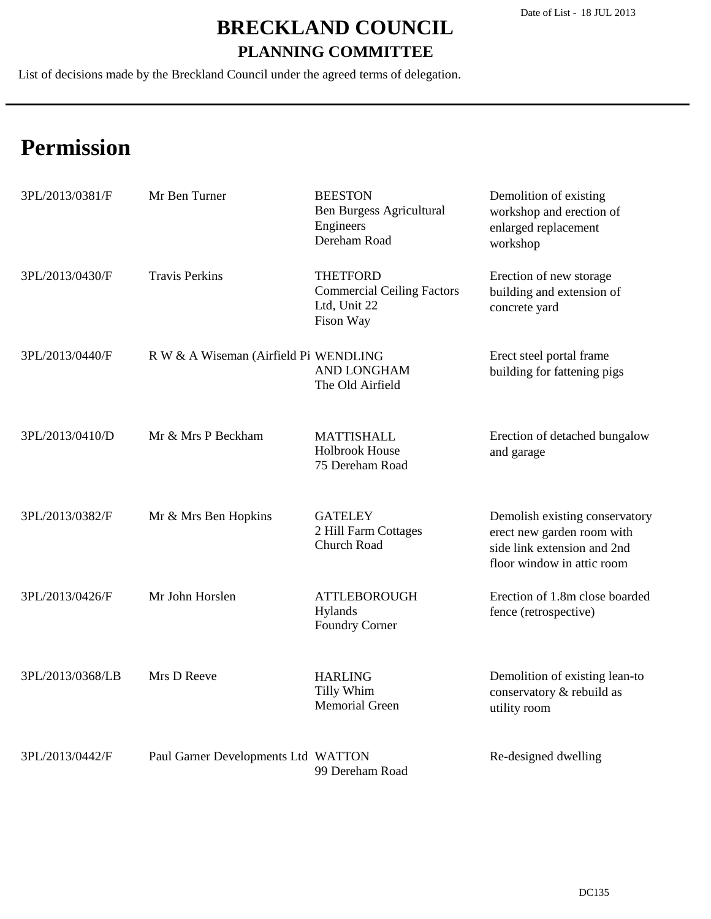Date of List - 18 JUL 2013

# BRECKLAND COUNCIL
## PLANNING COMMITTEE

List of decisions made by the Breckland Council under the agreed terms of delegation.

# Permission

| Reference | Applicant | Location | Proposal |
|---|---|---|---|
| 3PL/2013/0381/F | Mr Ben Turner | BEESTON<br>Ben Burgess Agricultural Engineers<br>Dereham Road | Demolition of existing workshop and erection of enlarged replacement workshop |
| 3PL/2013/0430/F | Travis Perkins | THETFORD<br>Commercial Ceiling Factors Ltd, Unit 22<br>Fison Way | Erection of new storage building and extension of concrete yard |
| 3PL/2013/0440/F | R W & A Wiseman (Airfield Pi | WENDLING AND LONGHAM<br>The Old Airfield | Erect steel portal frame building for fattening pigs |
| 3PL/2013/0410/D | Mr & Mrs P Beckham | MATTISHALL<br>Holbrook House<br>75 Dereham Road | Erection of detached bungalow and garage |
| 3PL/2013/0382/F | Mr & Mrs Ben Hopkins | GATELEY<br>2 Hill Farm Cottages<br>Church Road | Demolish existing conservatory erect new garden room with side link extension and 2nd floor window in attic room |
| 3PL/2013/0426/F | Mr John Horslen | ATTLEBOROUGH<br>Hylands<br>Foundry Corner | Erection of 1.8m close boarded fence (retrospective) |
| 3PL/2013/0368/LB | Mrs D Reeve | HARLING<br>Tilly Whim<br>Memorial Green | Demolition of existing lean-to conservatory & rebuild as utility room |
| 3PL/2013/0442/F | Paul Garner Developments Ltd | WATTON<br>99 Dereham Road | Re-designed dwelling |

DC135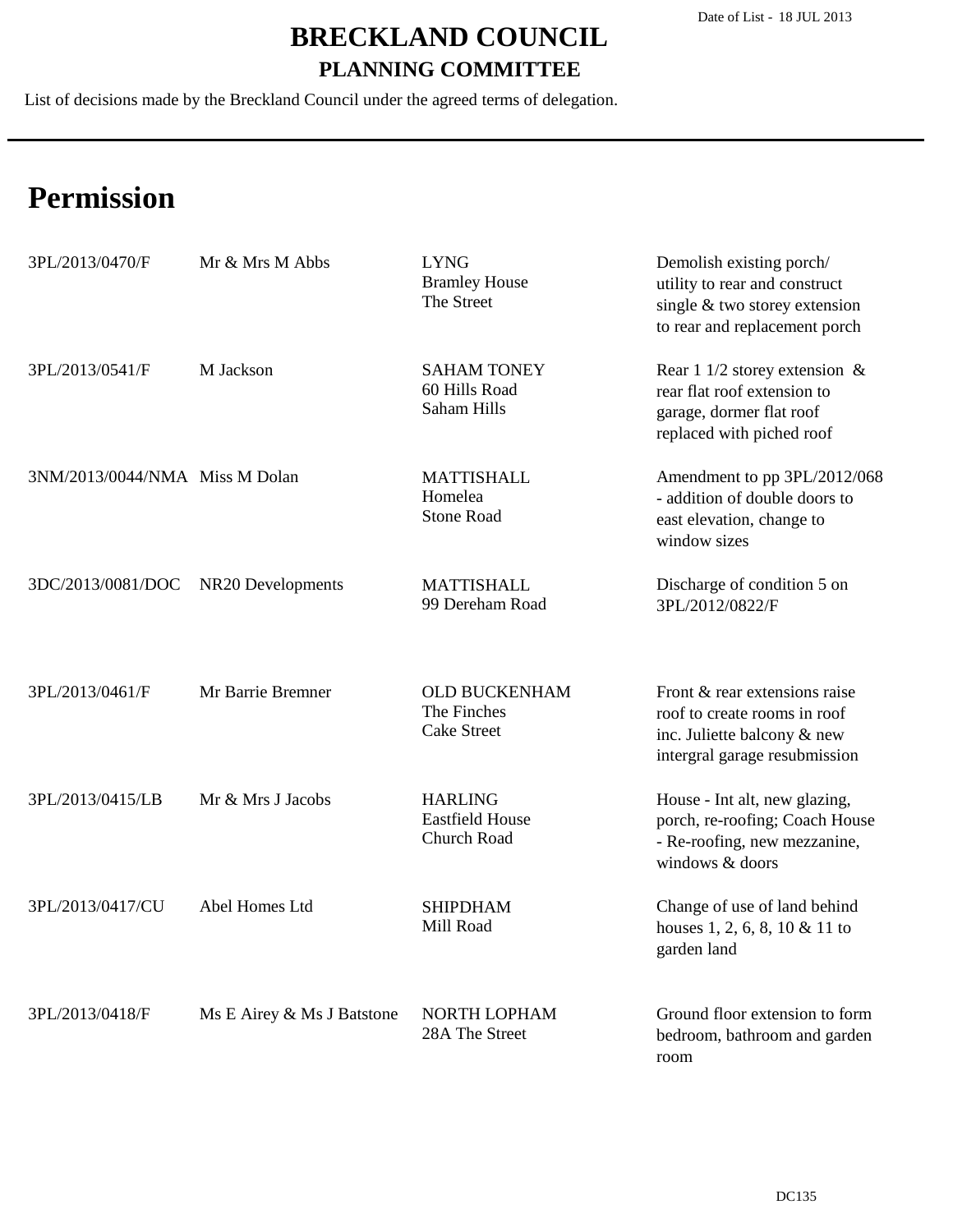Date of List - 18 JUL 2013

# BRECKLAND COUNCIL

## PLANNING COMMITTEE

List of decisions made by the Breckland Council under the agreed terms of delegation.

# Permission

| Reference | Applicant | Location | Proposal |
|---|---|---|---|
| 3PL/2013/0470/F | Mr & Mrs M Abbs | LYNG<br>Bramley House<br>The Street | Demolish existing porch/ utility to rear and construct single & two storey extension to rear and replacement porch |
| 3PL/2013/0541/F | M Jackson | SAHAM TONEY<br>60 Hills Road<br>Saham Hills | Rear 1 1/2 storey extension & rear flat roof extension to garage, dormer flat roof replaced with piched roof |
| 3NM/2013/0044/NMA | Miss M Dolan | MATTISHALL<br>Homelea<br>Stone Road | Amendment to pp 3PL/2012/068 - addition of double doors to east elevation, change to window sizes |
| 3DC/2013/0081/DOC | NR20 Developments | MATTISHALL<br>99 Dereham Road | Discharge of condition 5 on 3PL/2012/0822/F |
| 3PL/2013/0461/F | Mr Barrie Bremner | OLD BUCKENHAM<br>The Finches<br>Cake Street | Front & rear extensions raise roof to create rooms in roof inc. Juliette balcony & new intergral garage resubmission |
| 3PL/2013/0415/LB | Mr & Mrs J Jacobs | HARLING<br>Eastfield House<br>Church Road | House - Int alt, new glazing, porch, re-roofing; Coach House - Re-roofing, new mezzanine, windows & doors |
| 3PL/2013/0417/CU | Abel Homes Ltd | SHIPDHAM<br>Mill Road | Change of use of land behind houses 1, 2, 6, 8, 10 & 11 to garden land |
| 3PL/2013/0418/F | Ms E Airey & Ms J Batstone | NORTH LOPHAM<br>28A The Street | Ground floor extension to form bedroom, bathroom and garden room |

DC135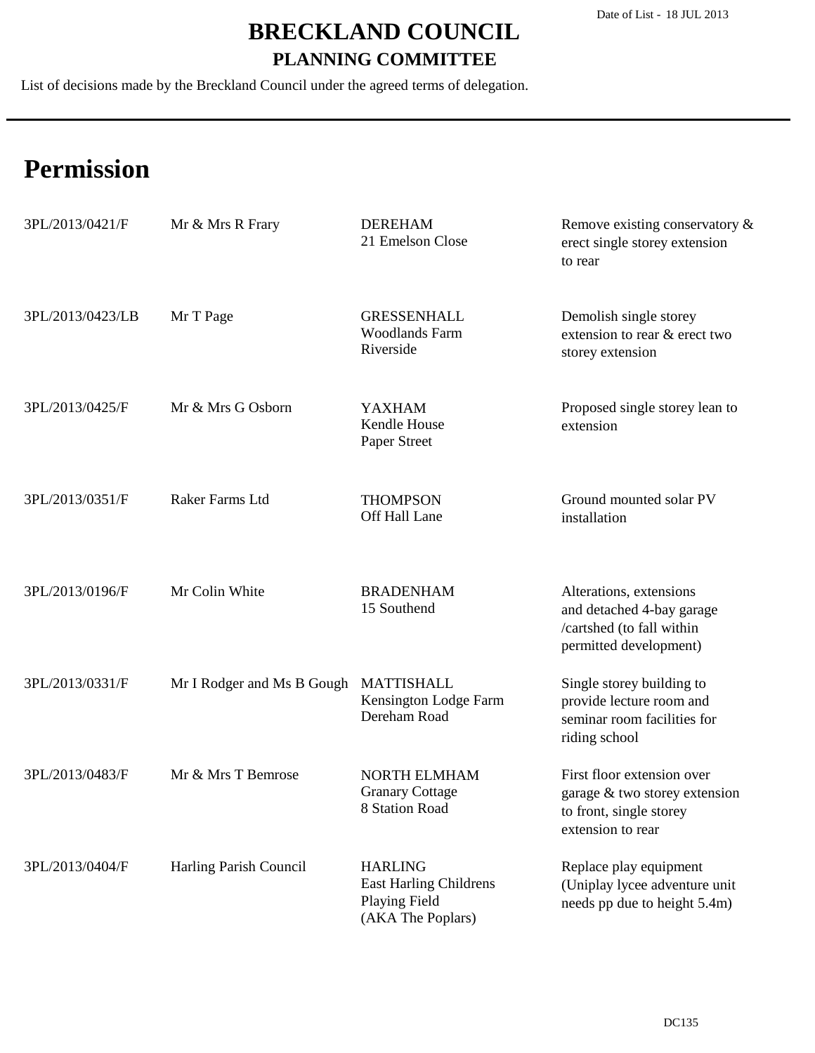Date of List - 18 JUL 2013

# BRECKLAND COUNCIL

## PLANNING COMMITTEE

List of decisions made by the Breckland Council under the agreed terms of delegation.

# Permission

| | | | |
|---|---|---|---|
| 3PL/2013/0421/F | Mr & Mrs R Frary | DEREHAM<br>21 Emelson Close | Remove existing conservatory & erect single storey extension to rear |
| 3PL/2013/0423/LB | Mr T Page | GRESSENHALL<br>Woodlands Farm<br>Riverside | Demolish single storey extension to rear & erect two storey extension |
| 3PL/2013/0425/F | Mr & Mrs G Osborn | YAXHAM<br>Kendle House<br>Paper Street | Proposed single storey lean to extension |
| 3PL/2013/0351/F | Raker Farms Ltd | THOMPSON<br>Off Hall Lane | Ground mounted solar PV installation |
| 3PL/2013/0196/F | Mr Colin White | BRADENHAM<br>15 Southend | Alterations, extensions and detached 4-bay garage /cartshed (to fall within permitted development) |
| 3PL/2013/0331/F | Mr I Rodger and Ms B Gough | MATTISHALL<br>Kensington Lodge Farm<br>Dereham Road | Single storey building to provide lecture room and seminar room facilities for riding school |
| 3PL/2013/0483/F | Mr & Mrs T Bemrose | NORTH ELMHAM<br>Granary Cottage<br>8 Station Road | First floor extension over garage & two storey extension to front, single storey extension to rear |
| 3PL/2013/0404/F | Harling Parish Council | HARLING<br>East Harling Childrens Playing Field<br>(AKA The Poplars) | Replace play equipment (Uniplay lycee adventure unit needs pp due to height 5.4m) |

DC135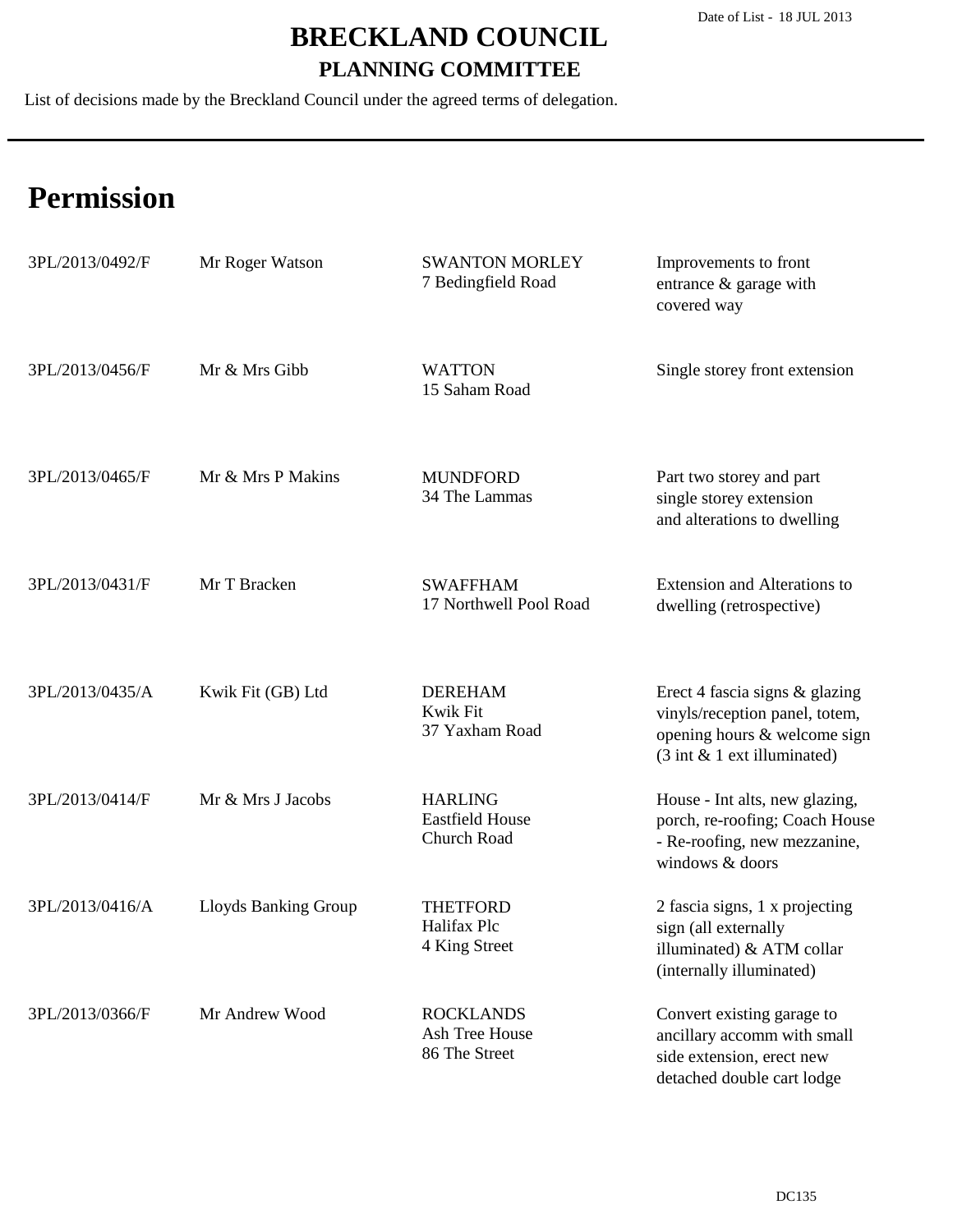Date of List - 18 JUL 2013

# BRECKLAND COUNCIL

## PLANNING COMMITTEE

List of decisions made by the Breckland Council under the agreed terms of delegation.

# Permission

| | | | |
|---|---|---|---|
| 3PL/2013/0492/F | Mr Roger Watson | SWANTON MORLEY<br>7 Bedingfield Road | Improvements to front entrance & garage with covered way |
| 3PL/2013/0456/F | Mr & Mrs Gibb | WATTON<br>15 Saham Road | Single storey front extension |
| 3PL/2013/0465/F | Mr & Mrs P Makins | MUNDFORD<br>34 The Lammas | Part two storey and part single storey extension and alterations to dwelling |
| 3PL/2013/0431/F | Mr T Bracken | SWAFFHAM<br>17 Northwell Pool Road | Extension and Alterations to dwelling (retrospective) |
| 3PL/2013/0435/A | Kwik Fit (GB) Ltd | DEREHAM<br>Kwik Fit<br>37 Yaxham Road | Erect 4 fascia signs & glazing vinyls/reception panel, totem, opening hours & welcome sign (3 int & 1 ext illuminated) |
| 3PL/2013/0414/F | Mr & Mrs J Jacobs | HARLING<br>Eastfield House<br>Church Road | House - Int alts, new glazing, porch, re-roofing; Coach House - Re-roofing, new mezzanine, windows & doors |
| 3PL/2013/0416/A | Lloyds Banking Group | THETFORD<br>Halifax Plc<br>4 King Street | 2 fascia signs, 1 x projecting sign (all externally illuminated) & ATM collar (internally illuminated) |
| 3PL/2013/0366/F | Mr Andrew Wood | ROCKLANDS<br>Ash Tree House<br>86 The Street | Convert existing garage to ancillary accomm with small side extension, erect new detached double cart lodge |

DC135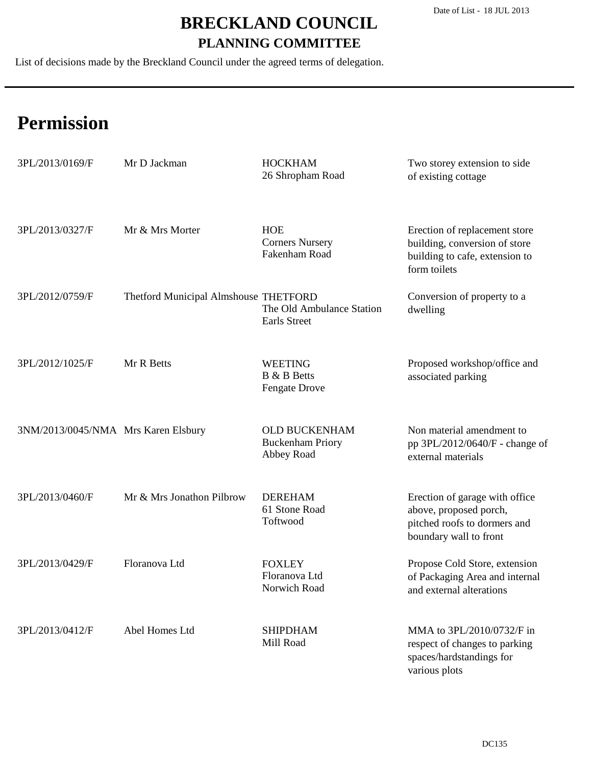Date of List - 18 JUL 2013

# BRECKLAND COUNCIL

## PLANNING COMMITTEE

List of decisions made by the Breckland Council under the agreed terms of delegation.

# Permission

| Reference | Applicant | Location | Proposal |
|---|---|---|---|
| 3PL/2013/0169/F | Mr D Jackman | HOCKHAM<br>26 Shropham Road | Two storey extension to side of existing cottage |
| 3PL/2013/0327/F | Mr & Mrs Morter | HOE<br>Corners Nursery<br>Fakenham Road | Erection of replacement store building, conversion of store building to cafe, extension to form toilets |
| 3PL/2012/0759/F | Thetford Municipal Almshouse | THETFORD<br>The Old Ambulance Station<br>Earls Street | Conversion of property to a dwelling |
| 3PL/2012/1025/F | Mr R Betts | WEETING<br>B & B Betts<br>Fengate Drove | Proposed workshop/office and associated parking |
| 3NM/2013/0045/NMA | Mrs Karen Elsbury | OLD BUCKENHAM<br>Buckenham Priory<br>Abbey Road | Non material amendment to pp 3PL/2012/0640/F - change of external materials |
| 3PL/2013/0460/F | Mr & Mrs Jonathon Pilbrow | DEREHAM<br>61 Stone Road<br>Toftwood | Erection of garage with office above, proposed porch, pitched roofs to dormers and boundary wall to front |
| 3PL/2013/0429/F | Floranova Ltd | FOXLEY<br>Floranova Ltd<br>Norwich Road | Propose Cold Store, extension of Packaging Area and internal and external alterations |
| 3PL/2013/0412/F | Abel Homes Ltd | SHIPDHAM<br>Mill Road | MMA to 3PL/2010/0732/F in respect of changes to parking spaces/hardstandings for various plots |

DC135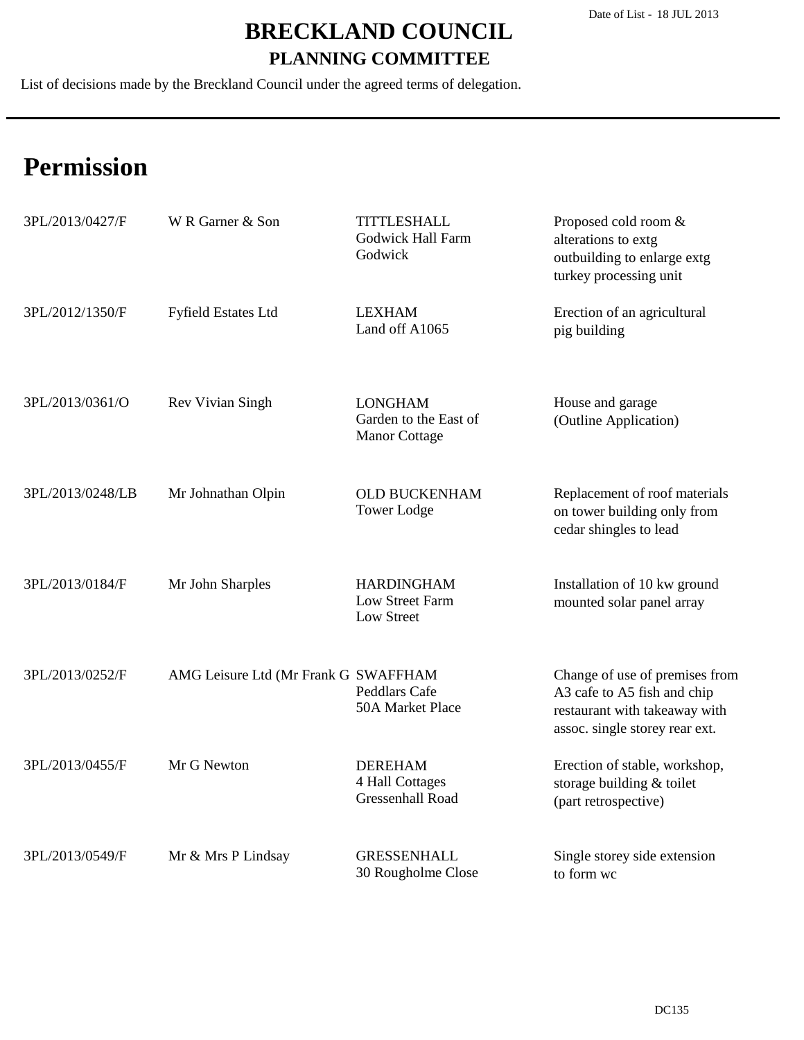Date of List - 18 JUL 2013

# BRECKLAND COUNCIL

## PLANNING COMMITTEE

List of decisions made by the Breckland Council under the agreed terms of delegation.

# Permission

| Reference | Applicant | Location | Proposal |
|---|---|---|---|
| 3PL/2013/0427/F | W R Garner & Son | TITTLESHALL<br>Godwick Hall Farm<br>Godwick | Proposed cold room & alterations to extg outbuilding to enlarge extg turkey processing unit |
| 3PL/2012/1350/F | Fyfield Estates Ltd | LEXHAM<br>Land off A1065 | Erection of an agricultural pig building |
| 3PL/2013/0361/O | Rev Vivian Singh | LONGHAM<br>Garden to the East of Manor Cottage | House and garage (Outline Application) |
| 3PL/2013/0248/LB | Mr Johnathan Olpin | OLD BUCKENHAM<br>Tower Lodge | Replacement of roof materials on tower building only from cedar shingles to lead |
| 3PL/2013/0184/F | Mr John Sharples | HARDINGHAM<br>Low Street Farm<br>Low Street | Installation of 10 kw ground mounted solar panel array |
| 3PL/2013/0252/F | AMG Leisure Ltd (Mr Frank G | SWAFFHAM<br>Peddlars Cafe<br>50A Market Place | Change of use of premises from A3 cafe to A5 fish and chip restaurant with takeaway with assoc. single storey rear ext. |
| 3PL/2013/0455/F | Mr G Newton | DEREHAM<br>4 Hall Cottages<br>Gressenhall Road | Erection of stable, workshop, storage building & toilet (part retrospective) |
| 3PL/2013/0549/F | Mr & Mrs P Lindsay | GRESSENHALL<br>30 Rougholme Close | Single storey side extension to form wc |

DC135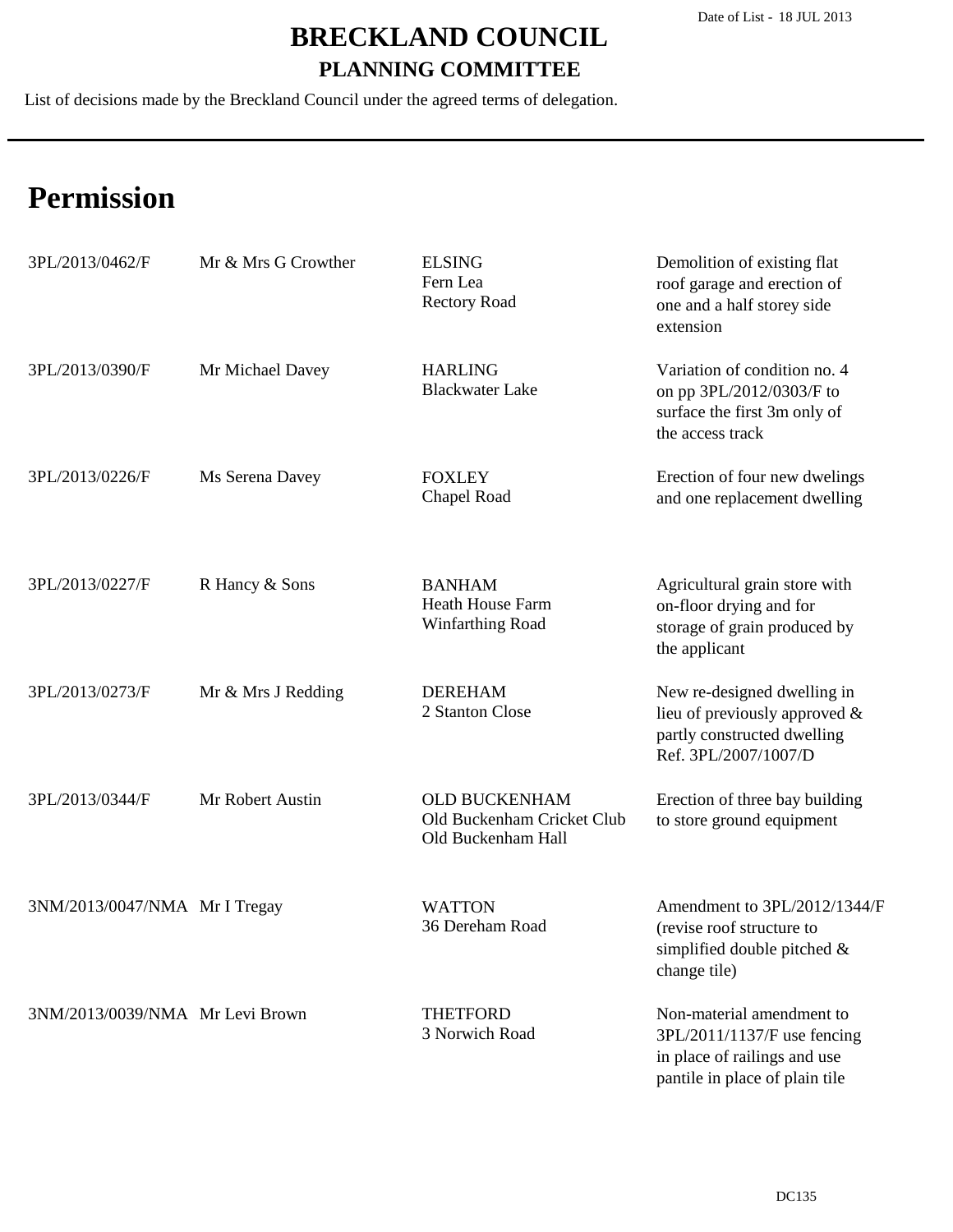Date of List - 18 JUL 2013

# BRECKLAND COUNCIL

## PLANNING COMMITTEE

List of decisions made by the Breckland Council under the agreed terms of delegation.

# Permission

| Reference | Applicant | Location | Proposal |
|---|---|---|---|
| 3PL/2013/0462/F | Mr & Mrs G Crowther | ELSING<br>Fern Lea<br>Rectory Road | Demolition of existing flat roof garage and erection of one and a half storey side extension |
| 3PL/2013/0390/F | Mr Michael Davey | HARLING<br>Blackwater Lake | Variation of condition no. 4 on pp 3PL/2012/0303/F to surface the first 3m only of the access track |
| 3PL/2013/0226/F | Ms Serena Davey | FOXLEY<br>Chapel Road | Erection of four new dwelings and one replacement dwelling |
| 3PL/2013/0227/F | R Hancy & Sons | BANHAM<br>Heath House Farm<br>Winfarthing Road | Agricultural grain store with on-floor drying and for storage of grain produced by the applicant |
| 3PL/2013/0273/F | Mr & Mrs J Redding | DEREHAM<br>2 Stanton Close | New re-designed dwelling in lieu of previously approved & partly constructed dwelling Ref. 3PL/2007/1007/D |
| 3PL/2013/0344/F | Mr Robert Austin | OLD BUCKENHAM<br>Old Buckenham Cricket Club<br>Old Buckenham Hall | Erection of three bay building to store ground equipment |
| 3NM/2013/0047/NMA | Mr I Tregay | WATTON<br>36 Dereham Road | Amendment to 3PL/2012/1344/F (revise roof structure to simplified double pitched & change tile) |
| 3NM/2013/0039/NMA | Mr Levi Brown | THETFORD<br>3 Norwich Road | Non-material amendment to 3PL/2011/1137/F use fencing in place of railings and use pantile in place of plain tile |

DC135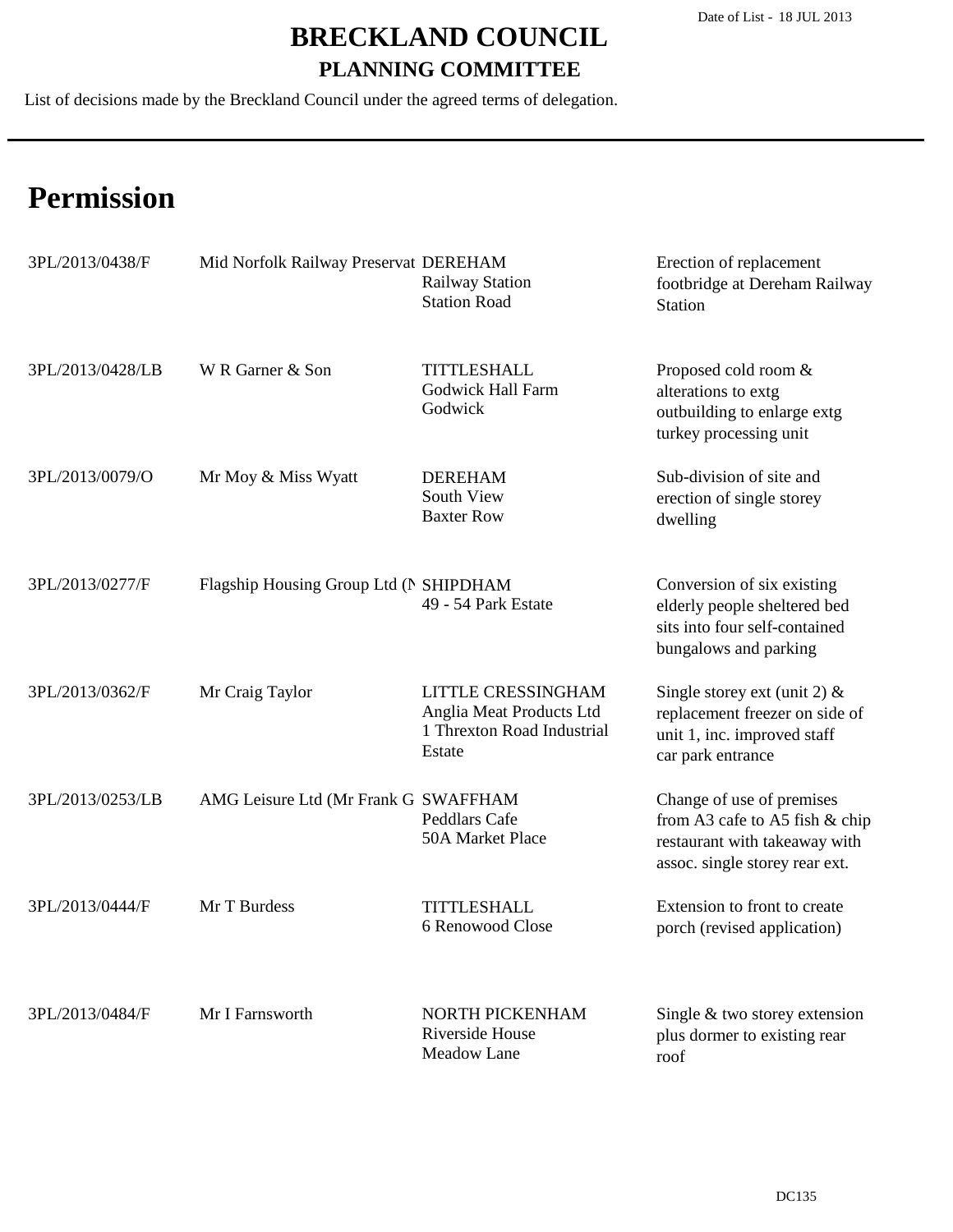Date of List - 18 JUL 2013

# BRECKLAND COUNCIL

## PLANNING COMMITTEE

List of decisions made by the Breckland Council under the agreed terms of delegation.

# Permission

| Reference | Applicant | Location | Proposal |
|---|---|---|---|
| 3PL/2013/0438/F | Mid Norfolk Railway Preservat | DEREHAM<br>Railway Station<br>Station Road | Erection of replacement footbridge at Dereham Railway Station |
| 3PL/2013/0428/LB | W R Garner & Son | TITTLESHALL<br>Godwick Hall Farm<br>Godwick | Proposed cold room & alterations to extg outbuilding to enlarge extg turkey processing unit |
| 3PL/2013/0079/O | Mr Moy & Miss Wyatt | DEREHAM<br>South View<br>Baxter Row | Sub-division of site and erection of single storey dwelling |
| 3PL/2013/0277/F | Flagship Housing Group Ltd (N | SHIPDHAM<br>49 - 54 Park Estate | Conversion of six existing elderly people sheltered bed sits into four self-contained bungalows and parking |
| 3PL/2013/0362/F | Mr Craig Taylor | LITTLE CRESSINGHAM<br>Anglia Meat Products Ltd<br>1 Threxton Road Industrial Estate | Single storey ext (unit 2) & replacement freezer on side of unit 1, inc. improved staff car park entrance |
| 3PL/2013/0253/LB | AMG Leisure Ltd (Mr Frank G | SWAFFHAM<br>Peddlars Cafe<br>50A Market Place | Change of use of premises from A3 cafe to A5 fish & chip restaurant with takeaway with assoc. single storey rear ext. |
| 3PL/2013/0444/F | Mr T Burdess | TITTLESHALL<br>6 Renowood Close | Extension to front to create porch (revised application) |
| 3PL/2013/0484/F | Mr I Farnsworth | NORTH PICKENHAM<br>Riverside House<br>Meadow Lane | Single & two storey extension plus dormer to existing rear roof |

DC135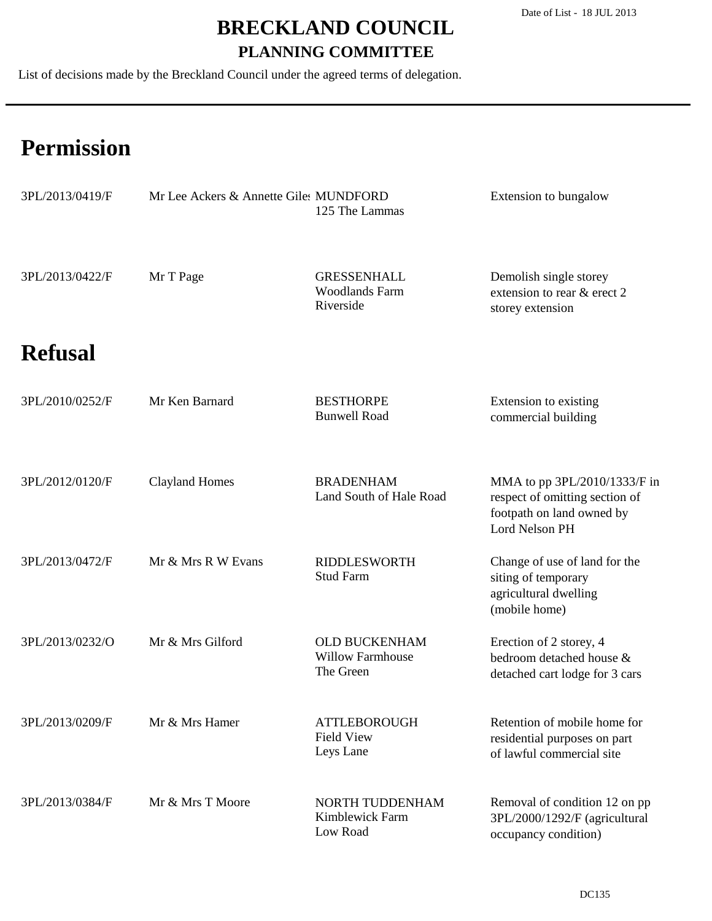Date of List - 18 JUL 2013

# BRECKLAND COUNCIL

## PLANNING COMMITTEE

List of decisions made by the Breckland Council under the agreed terms of delegation.

# Permission

| | | | |
|---|---|---|---|
| 3PL/2013/0419/F | Mr Lee Ackers & Annette Giles | MUNDFORD<br>125 The Lammas | Extension to bungalow |
| 3PL/2013/0422/F | Mr T Page | GRESSENHALL<br>Woodlands Farm<br>Riverside | Demolish single storey extension to rear & erect 2 storey extension |

# Refusal

| | | | |
|---|---|---|---|
| 3PL/2010/0252/F | Mr Ken Barnard | BESTHORPE<br>Bunwell Road | Extension to existing commercial building |
| 3PL/2012/0120/F | Clayland Homes | BRADENHAM<br>Land South of Hale Road | MMA to pp 3PL/2010/1333/F in respect of omitting section of footpath on land owned by Lord Nelson PH |
| 3PL/2013/0472/F | Mr & Mrs R W Evans | RIDDLESWORTH<br>Stud Farm | Change of use of land for the siting of temporary agricultural dwelling (mobile home) |
| 3PL/2013/0232/O | Mr & Mrs Gilford | OLD BUCKENHAM<br>Willow Farmhouse<br>The Green | Erection of 2 storey, 4 bedroom detached house & detached cart lodge for 3 cars |
| 3PL/2013/0209/F | Mr & Mrs Hamer | ATTLEBOROUGH<br>Field View<br>Leys Lane | Retention of mobile home for residential purposes on part of lawful commercial site |
| 3PL/2013/0384/F | Mr & Mrs T Moore | NORTH TUDDENHAM<br>Kimblewick Farm<br>Low Road | Removal of condition 12 on pp 3PL/2000/1292/F (agricultural occupancy condition) |

DC135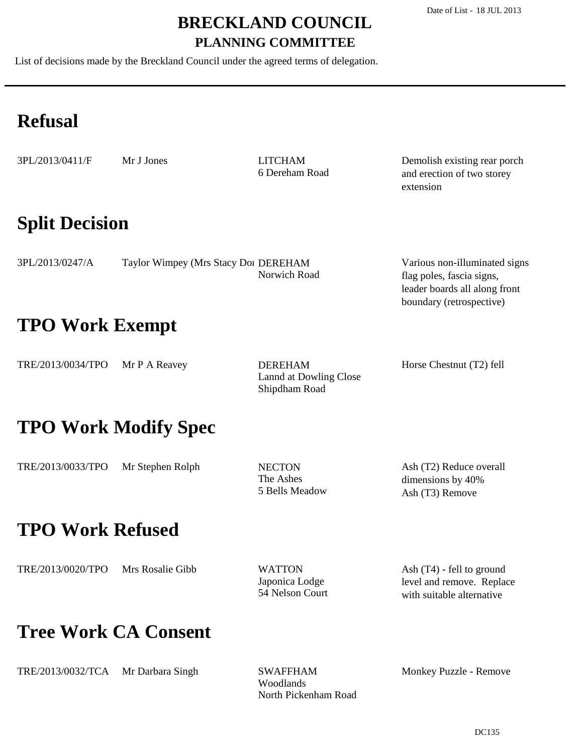Date of List - 18 JUL 2013

# BRECKLAND COUNCIL

## PLANNING COMMITTEE

List of decisions made by the Breckland Council under the agreed terms of delegation.

---

# Refusal

| | | | |
|---|---|---|---|
| 3PL/2013/0411/F | Mr J Jones | LITCHAM<br>6 Dereham Road | Demolish existing rear porch and erection of two storey extension |

# Split Decision

| | | | |
|---|---|---|---|
| 3PL/2013/0247/A | Taylor Wimpey (Mrs Stacy Doı | DEREHAM<br>Norwich Road | Various non-illuminated signs flag poles, fascia signs, leader boards all along front boundary (retrospective) |

# TPO Work Exempt

| | | | |
|---|---|---|---|
| TRE/2013/0034/TPO | Mr P A Reavey | DEREHAM<br>Lannd at Dowling Close<br>Shipdham Road | Horse Chestnut (T2) fell |

# TPO Work Modify Spec

| | | | |
|---|---|---|---|
| TRE/2013/0033/TPO | Mr Stephen Rolph | NECTON<br>The Ashes<br>5 Bells Meadow | Ash (T2) Reduce overall dimensions by 40%<br>Ash (T3) Remove |

# TPO Work Refused

| | | | |
|---|---|---|---|
| TRE/2013/0020/TPO | Mrs Rosalie Gibb | WATTON<br>Japonica Lodge<br>54 Nelson Court | Ash (T4) - fell to ground level and remove. Replace with suitable alternative |

# Tree Work CA Consent

| | | | |
|---|---|---|---|
| TRE/2013/0032/TCA | Mr Darbara Singh | SWAFFHAM<br>Woodlands<br>North Pickenham Road | Monkey Puzzle - Remove |

DC135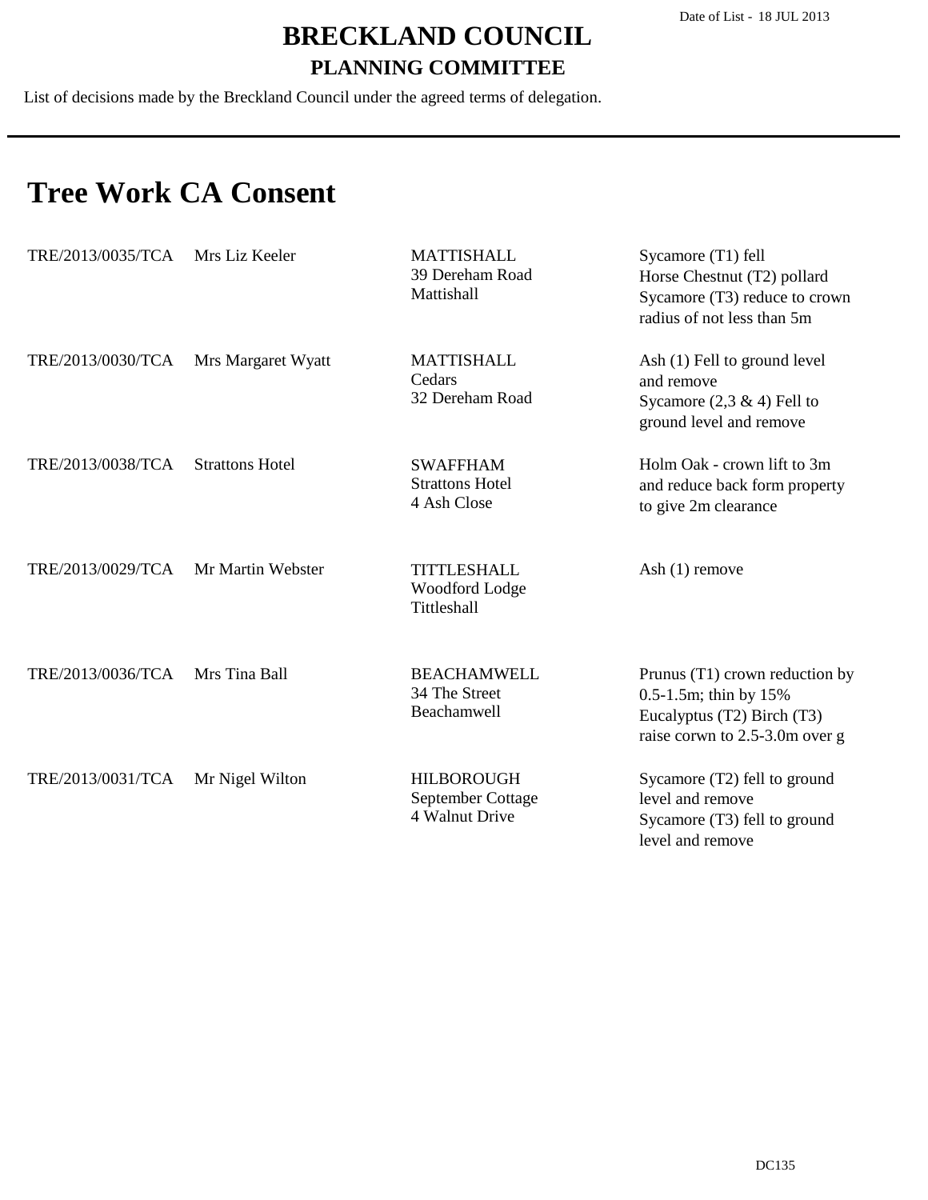Date of List - 18 JUL 2013

# BRECKLAND COUNCIL

## PLANNING COMMITTEE

List of decisions made by the Breckland Council under the agreed terms of delegation.

# Tree Work CA Consent

| | | | |
|---|---|---|---|
| TRE/2013/0035/TCA | Mrs Liz Keeler | MATTISHALL<br>39 Dereham Road<br>Mattishall | Sycamore (T1) fell<br>Horse Chestnut (T2) pollard<br>Sycamore (T3) reduce to crown radius of not less than 5m |
| TRE/2013/0030/TCA | Mrs Margaret Wyatt | MATTISHALL<br>Cedars<br>32 Dereham Road | Ash (1) Fell to ground level and remove<br>Sycamore (2,3 & 4) Fell to ground level and remove |
| TRE/2013/0038/TCA | Strattons Hotel | SWAFFHAM<br>Strattons Hotel<br>4 Ash Close | Holm Oak - crown lift to 3m and reduce back form property to give 2m clearance |
| TRE/2013/0029/TCA | Mr Martin Webster | TITTLESHALL<br>Woodford Lodge<br>Tittleshall | Ash (1) remove |
| TRE/2013/0036/TCA | Mrs Tina Ball | BEACHAMWELL<br>34 The Street<br>Beachamwell | Prunus (T1) crown reduction by 0.5-1.5m; thin by 15%<br>Eucalyptus (T2) Birch (T3) raise corwn to 2.5-3.0m over g |
| TRE/2013/0031/TCA | Mr Nigel Wilton | HILBOROUGH<br>September Cottage<br>4 Walnut Drive | Sycamore (T2) fell to ground level and remove<br>Sycamore (T3) fell to ground level and remove |

DC135